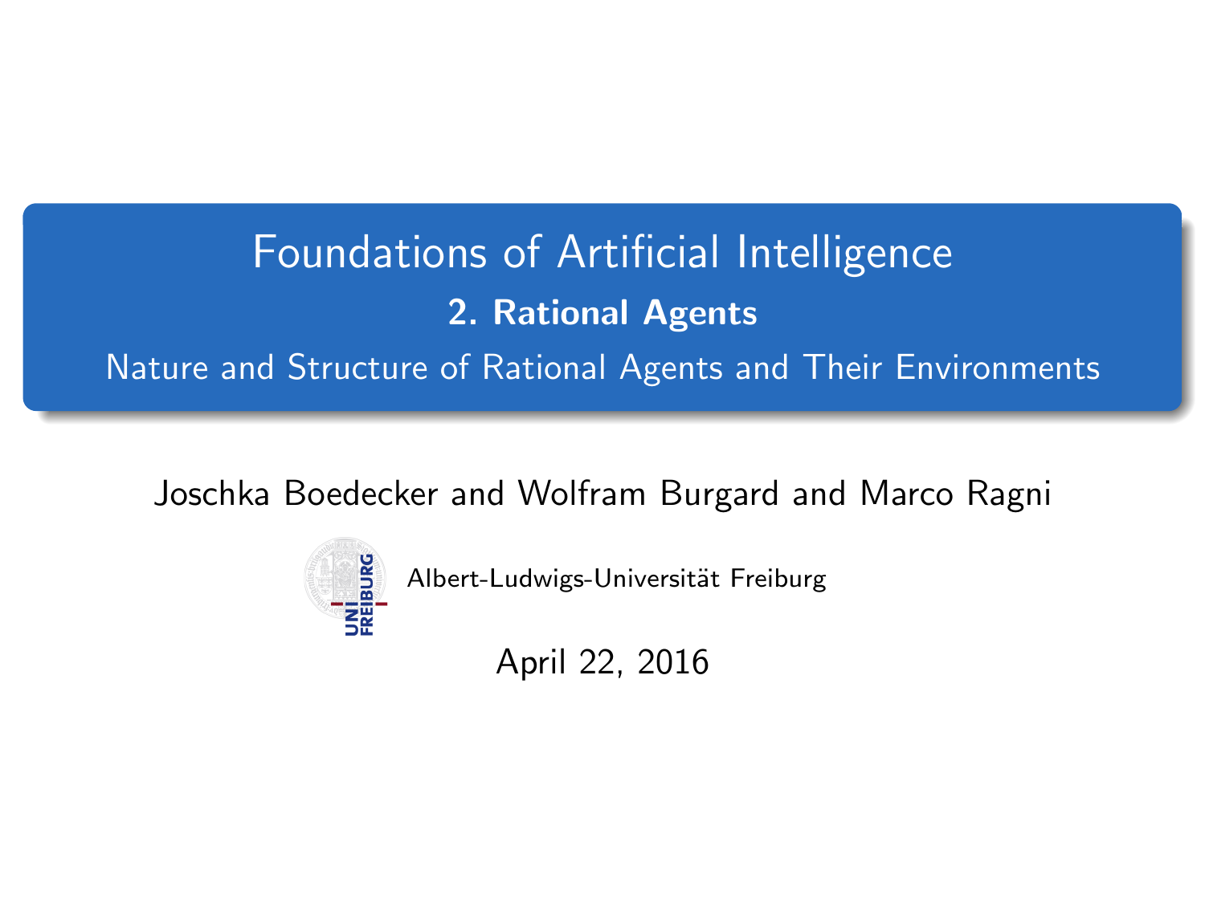# Foundations of Artificial Intelligence

## 2. Rational Agents

Nature and Structure of Rational Agents and Their Environments

Joschka Boedecker and Wolfram Burgard and Marco Ragni

Albert-Ludwigs-Universität Freiburg

April 22, 2016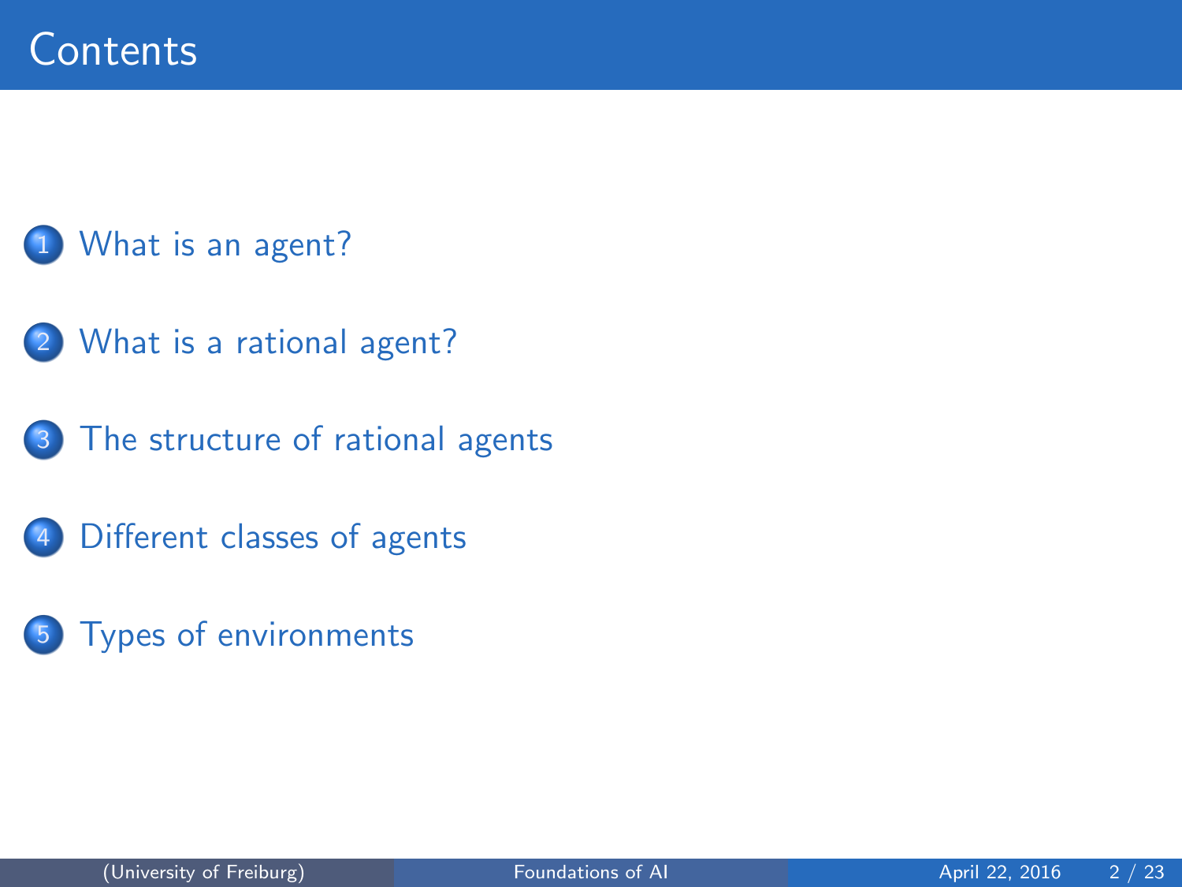# Contents

1. What is an agent?
2. What is a rational agent?
3. The structure of rational agents
4. Different classes of agents
5. Types of environments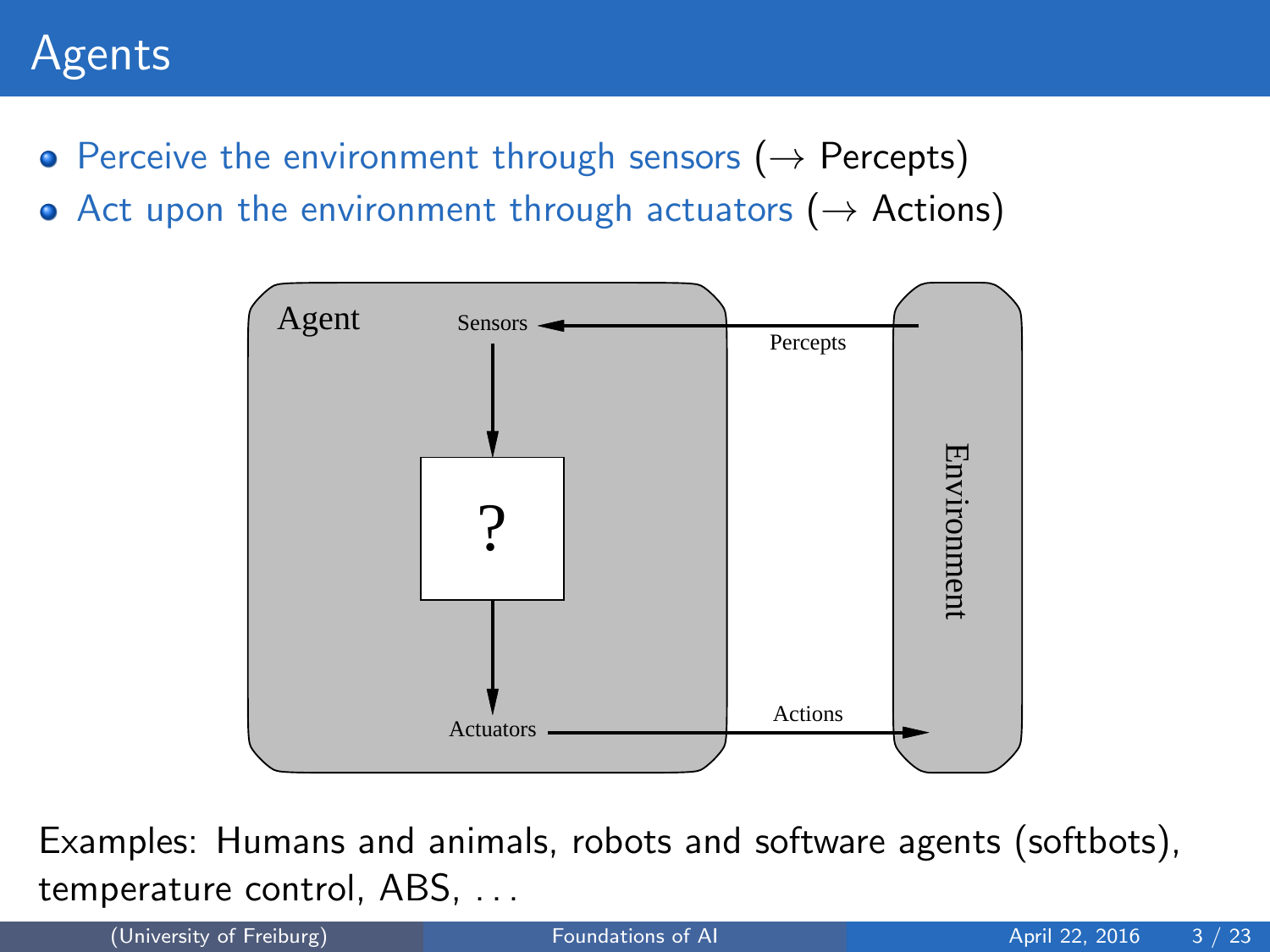# Agents

- Perceive the environment through sensors ($\rightarrow$ Percepts)
- Act upon the environment through actuators ($\rightarrow$ Actions)

Agent

Sensors

Percepts

?

Actuators

Actions

Environment

Examples: Humans and animals, robots and software agents (softbots), temperature control, ABS, ...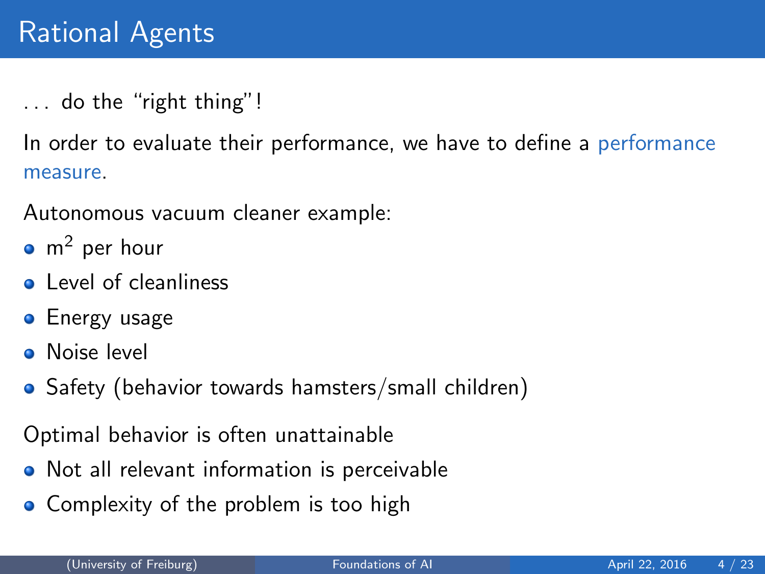# Rational Agents

... do the "right thing"!

In order to evaluate their performance, we have to define a performance measure.

Autonomous vacuum cleaner example:

- $m^2$ per hour
- Level of cleanliness
- Energy usage
- Noise level
- Safety (behavior towards hamsters/small children)

Optimal behavior is often unattainable

- Not all relevant information is perceivable
- Complexity of the problem is too high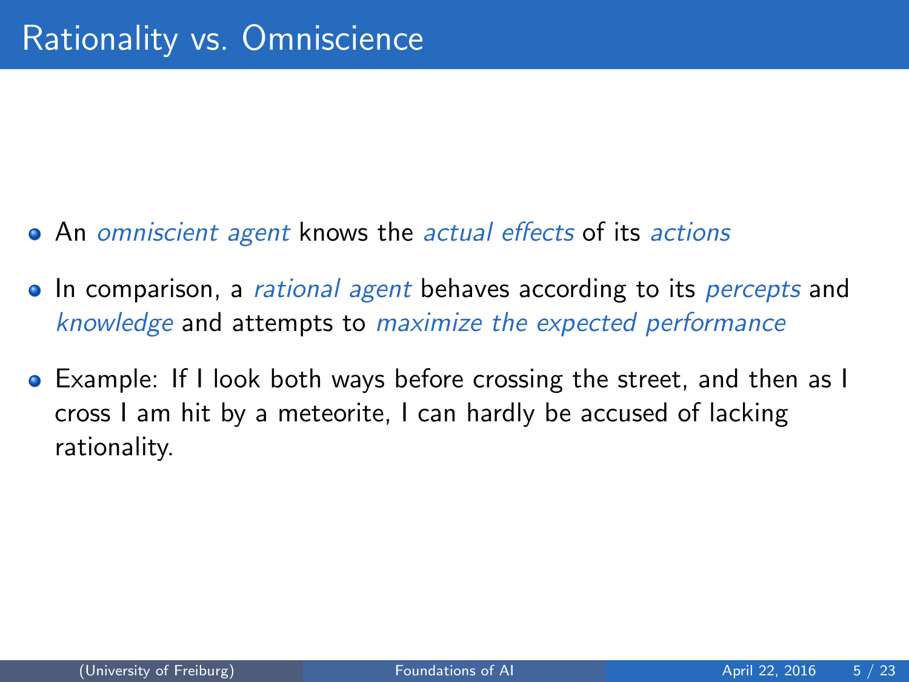# Rationality vs. Omniscience

- An *omniscient agent* knows the *actual effects* of its *actions*
- In comparison, a *rational agent* behaves according to its *percepts* and *knowledge* and attempts to *maximize the expected performance*
- Example: If I look both ways before crossing the street, and then as I cross I am hit by a meteorite, I can hardly be accused of lacking rationality.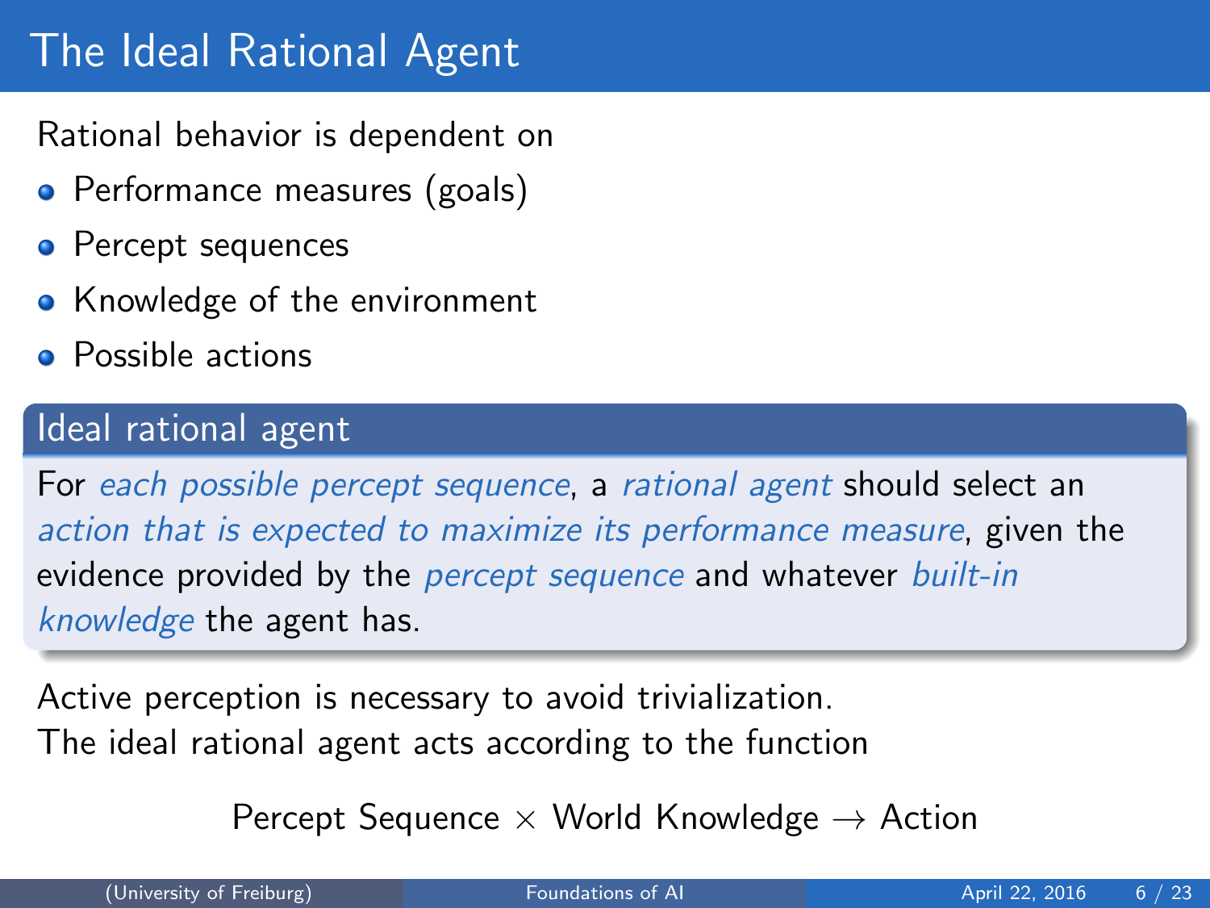# The Ideal Rational Agent

Rational behavior is dependent on

- Performance measures (goals)
- Percept sequences
- Knowledge of the environment
- Possible actions

**Ideal rational agent**

For *each possible percept sequence*, a *rational agent* should select an *action that is expected to maximize its performance measure*, given the evidence provided by the *percept sequence* and whatever *built-in knowledge* the agent has.

Active perception is necessary to avoid trivialization.
The ideal rational agent acts according to the function

$$\text{Percept Sequence} \times \text{World Knowledge} \rightarrow \text{Action}$$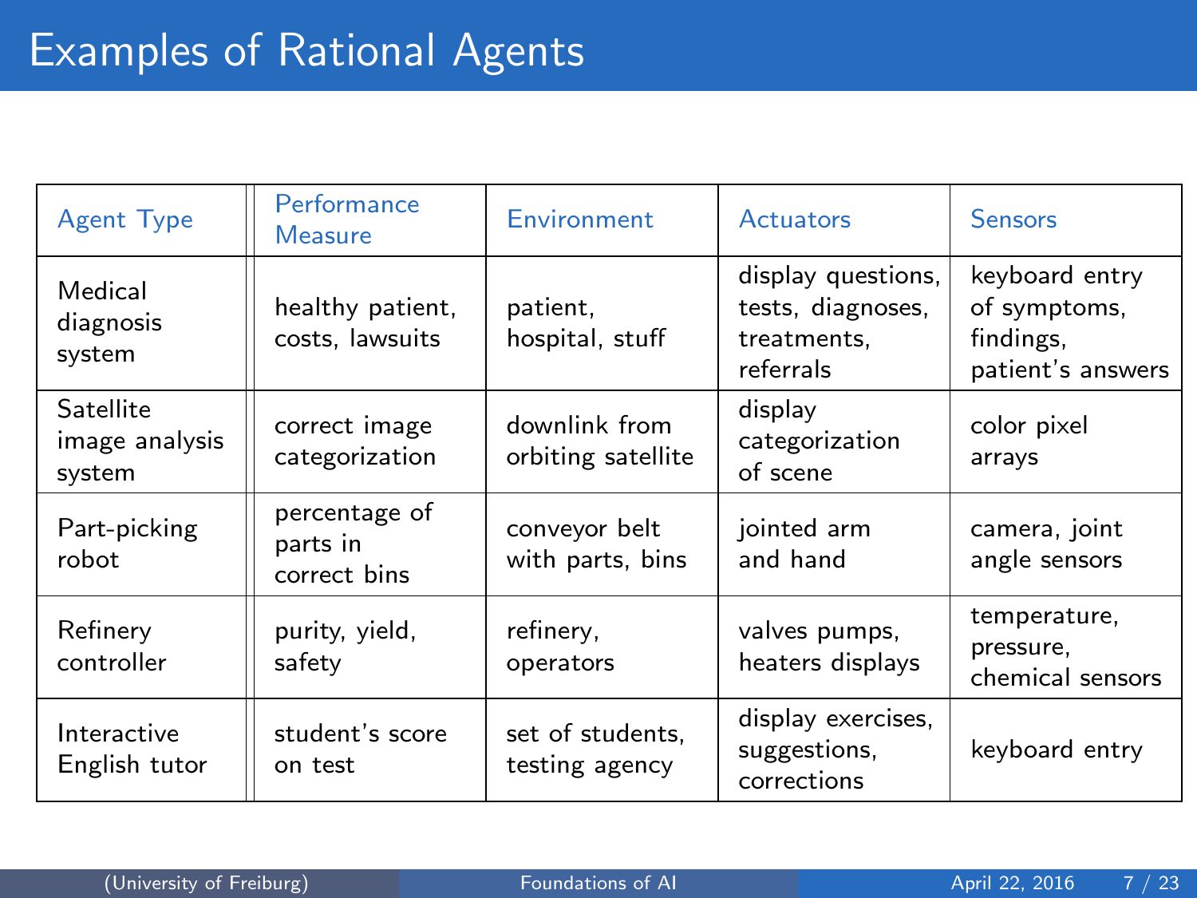# Examples of Rational Agents

| Agent Type | Performance Measure | Environment | Actuators | Sensors |
|---|---|---|---|---|
| Medical diagnosis system | healthy patient, costs, lawsuits | patient, hospital, stuff | display questions, tests, diagnoses, treatments, referrals | keyboard entry of symptoms, findings, patient's answers |
| Satellite image analysis system | correct image categorization | downlink from orbiting satellite | display categorization of scene | color pixel arrays |
| Part-picking robot | percentage of parts in correct bins | conveyor belt with parts, bins | jointed arm and hand | camera, joint angle sensors |
| Refinery controller | purity, yield, safety | refinery, operators | valves pumps, heaters displays | temperature, pressure, chemical sensors |
| Interactive English tutor | student's score on test | set of students, testing agency | display exercises, suggestions, corrections | keyboard entry |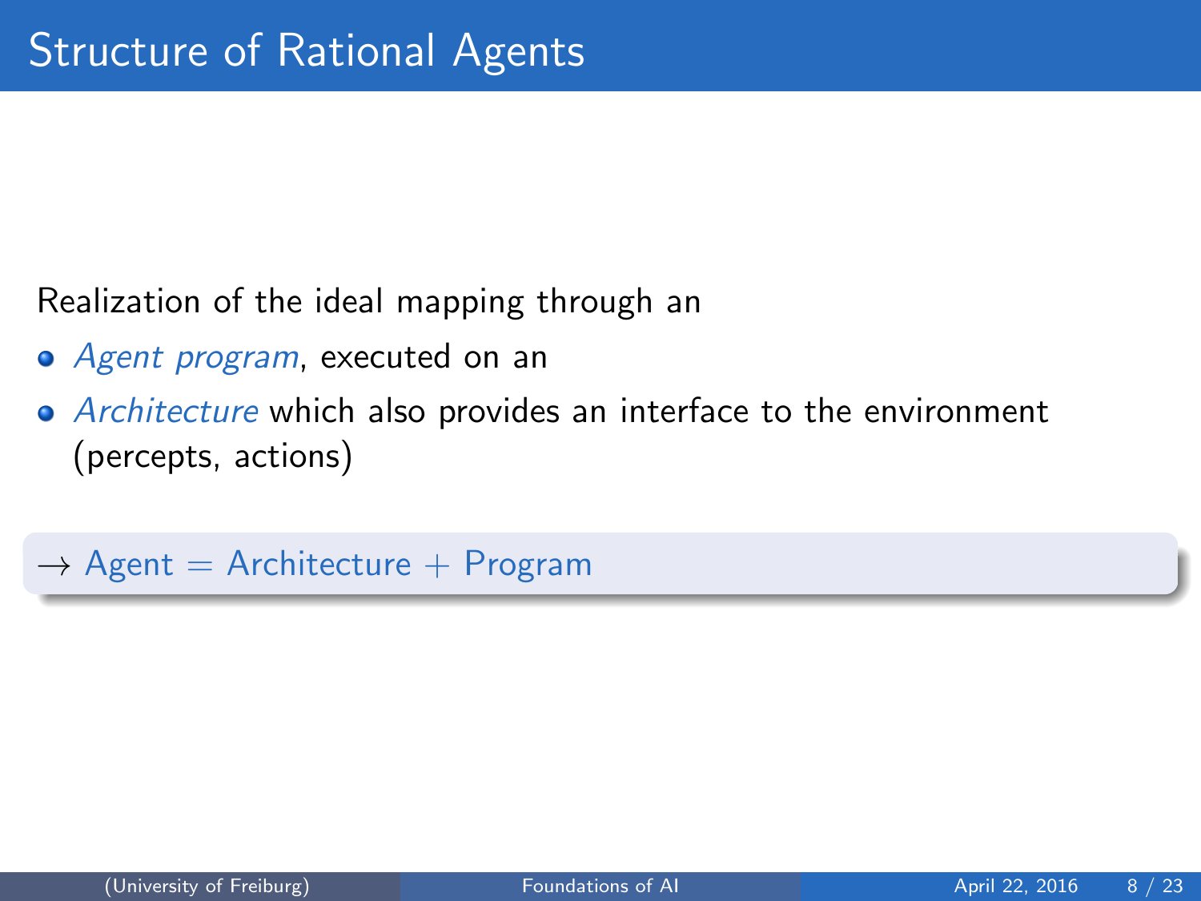# Structure of Rational Agents

Realization of the ideal mapping through an

- *Agent program*, executed on an
- *Architecture* which also provides an interface to the environment (percepts, actions)

→ Agent = Architecture + Program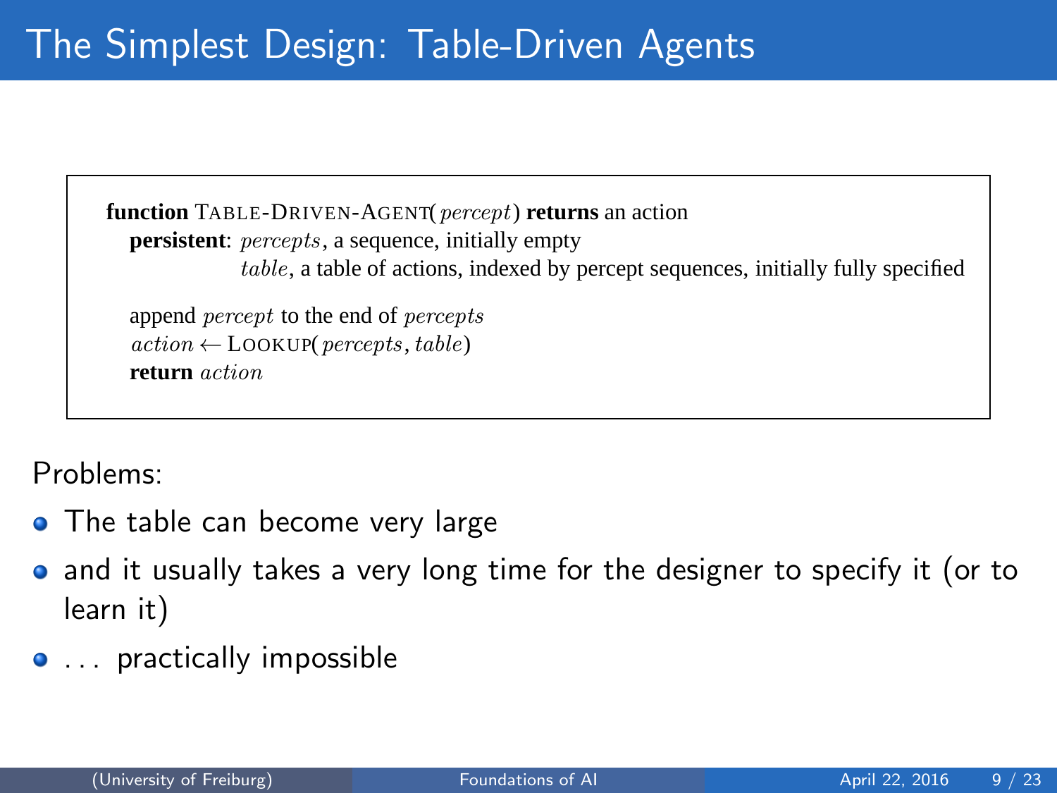# The Simplest Design: Table-Driven Agents

```
function TABLE-DRIVEN-AGENT(percept) returns an action
   persistent: percepts, a sequence, initially empty
               table, a table of actions, indexed by percept sequences, initially fully specified

   append percept to the end of percepts
   action ← LOOKUP(percepts, table)
   return action
```

Problems:

- The table can become very large
- and it usually takes a very long time for the designer to specify it (or to learn it)
- . . . practically impossible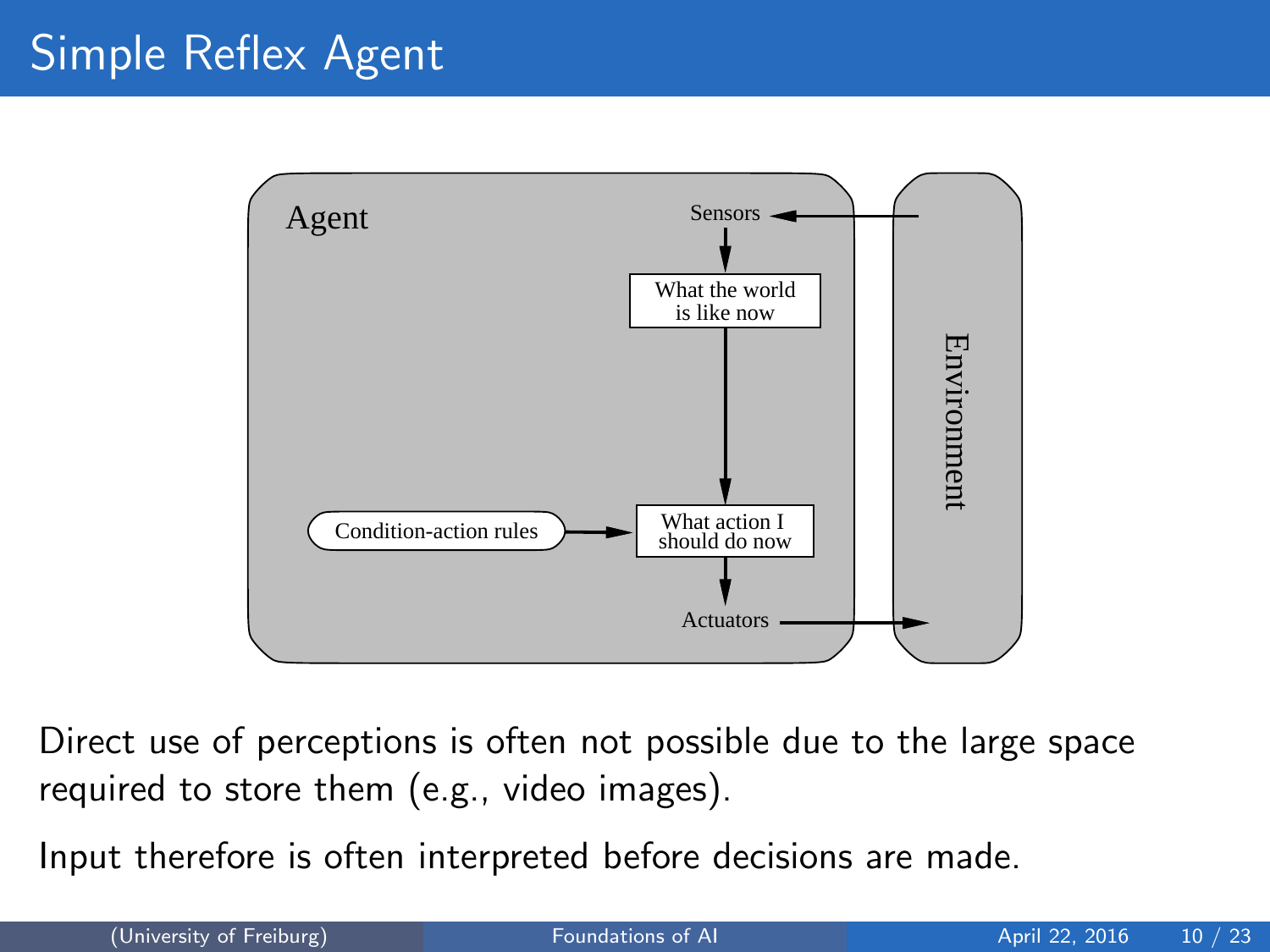# Simple Reflex Agent

Direct use of perceptions is often not possible due to the large space required to store them (e.g., video images).

Input therefore is often interpreted before decisions are made.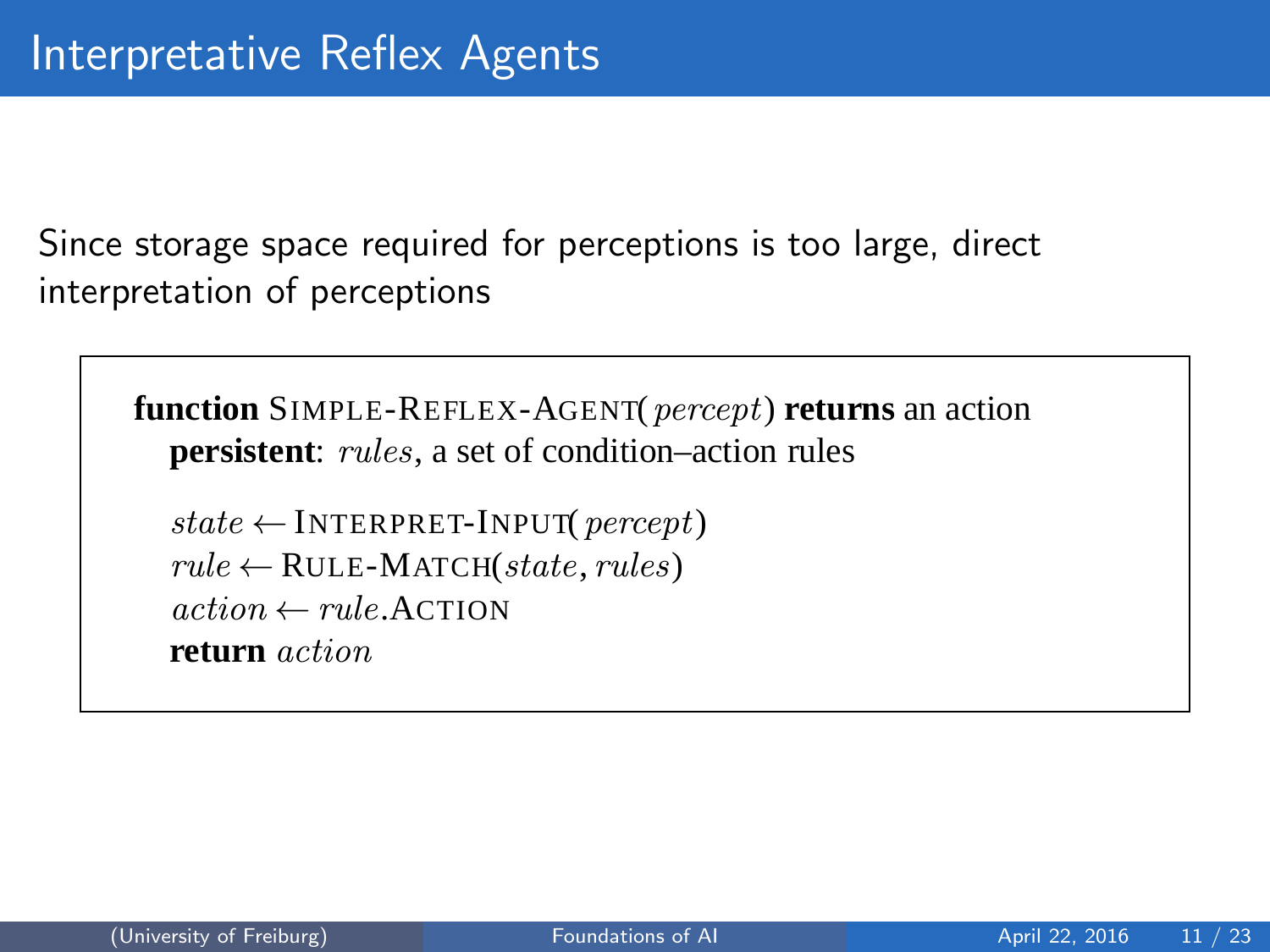# Interpretative Reflex Agents

Since storage space required for perceptions is too large, direct interpretation of perceptions

```
function SIMPLE-REFLEX-AGENT(percept) returns an action
   persistent: rules, a set of condition–action rules

   state ← INTERPRET-INPUT(percept)
   rule ← RULE-MATCH(state, rules)
   action ← rule.ACTION
   return action
```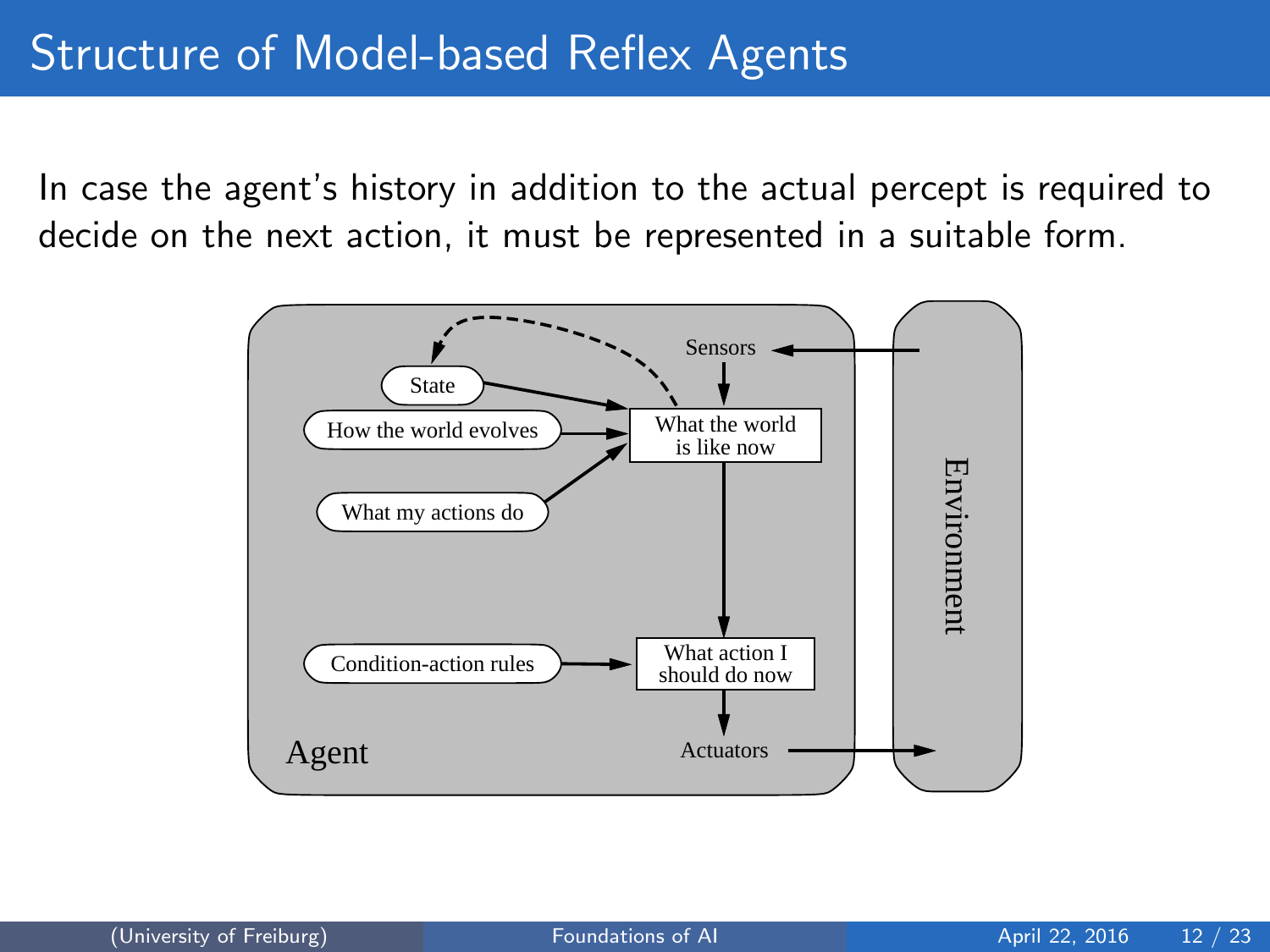# Structure of Model-based Reflex Agents

In case the agent's history in addition to the actual percept is required to decide on the next action, it must be represented in a suitable form.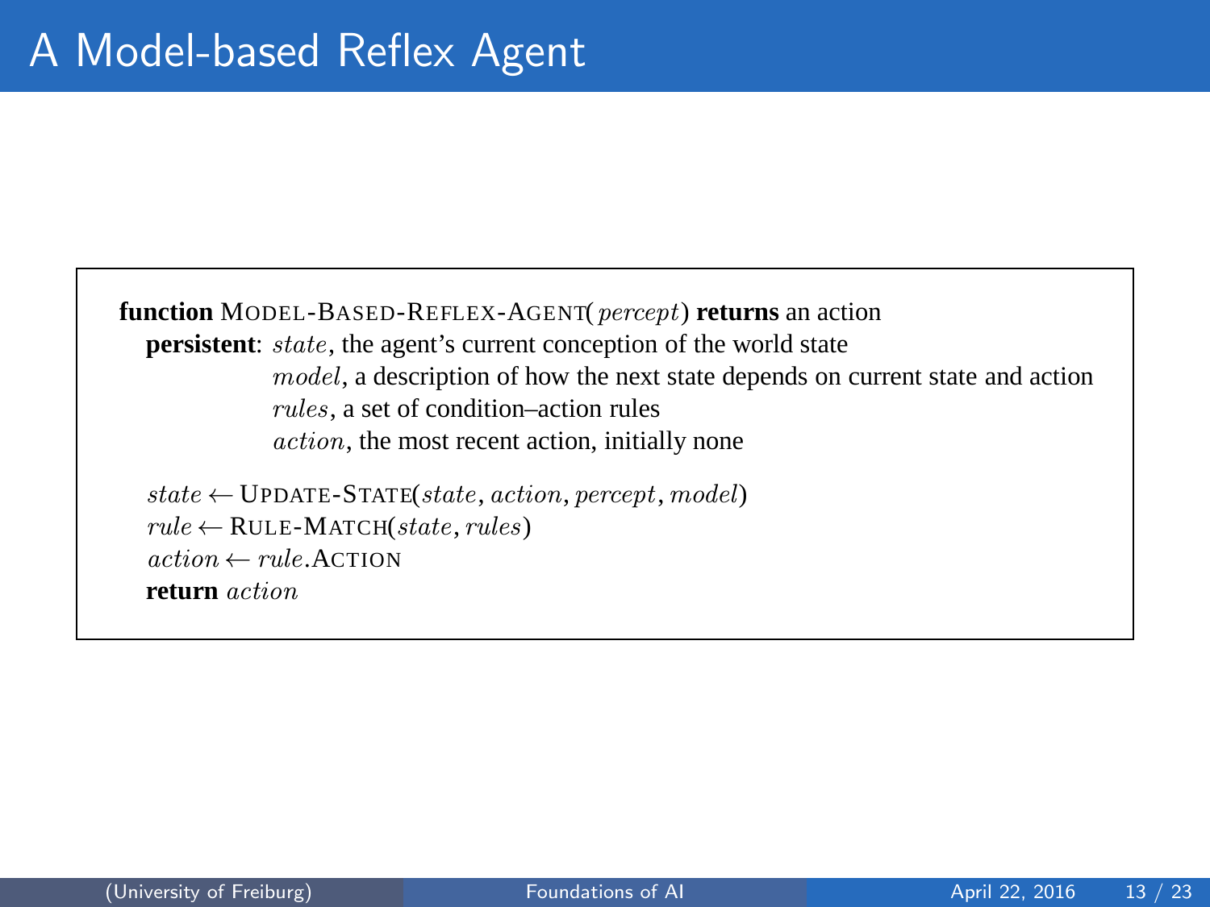# A Model-based Reflex Agent

```
function MODEL-BASED-REFLEX-AGENT(percept) returns an action
   persistent: state, the agent's current conception of the world state
               model, a description of how the next state depends on current state and action
               rules, a set of condition–action rules
               action, the most recent action, initially none

   state ← UPDATE-STATE(state, action, percept, model)
   rule ← RULE-MATCH(state, rules)
   action ← rule.ACTION
   return action
```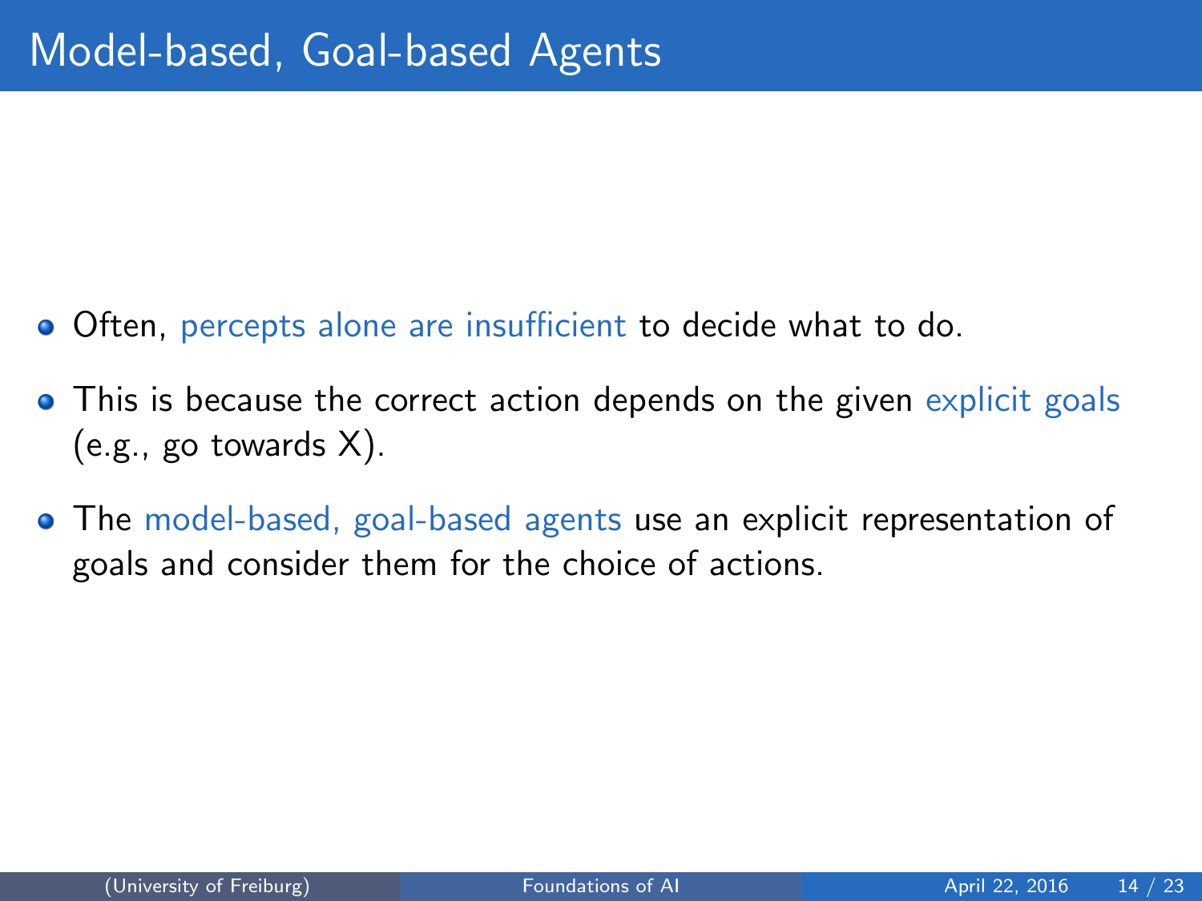# Model-based, Goal-based Agents

- Often, percepts alone are insufficient to decide what to do.
- This is because the correct action depends on the given explicit goals (e.g., go towards X).
- The model-based, goal-based agents use an explicit representation of goals and consider them for the choice of actions.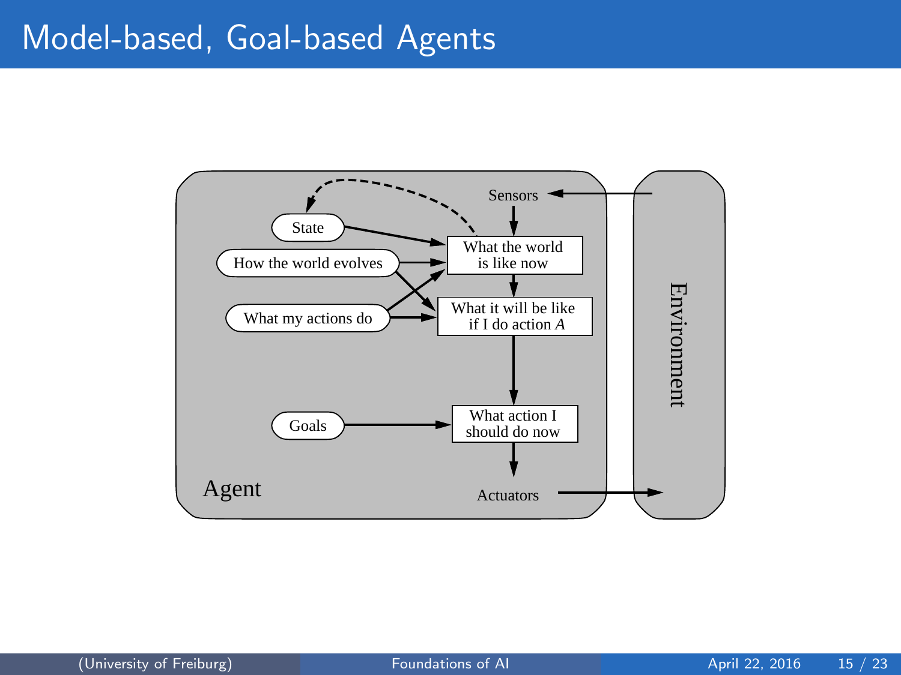# Model-based, Goal-based Agents

Sensors

State

What the world is like now

How the world evolves

What it will be like if I do action *A*

What my actions do

Goals

What action I should do now

Agent

Actuators

Environment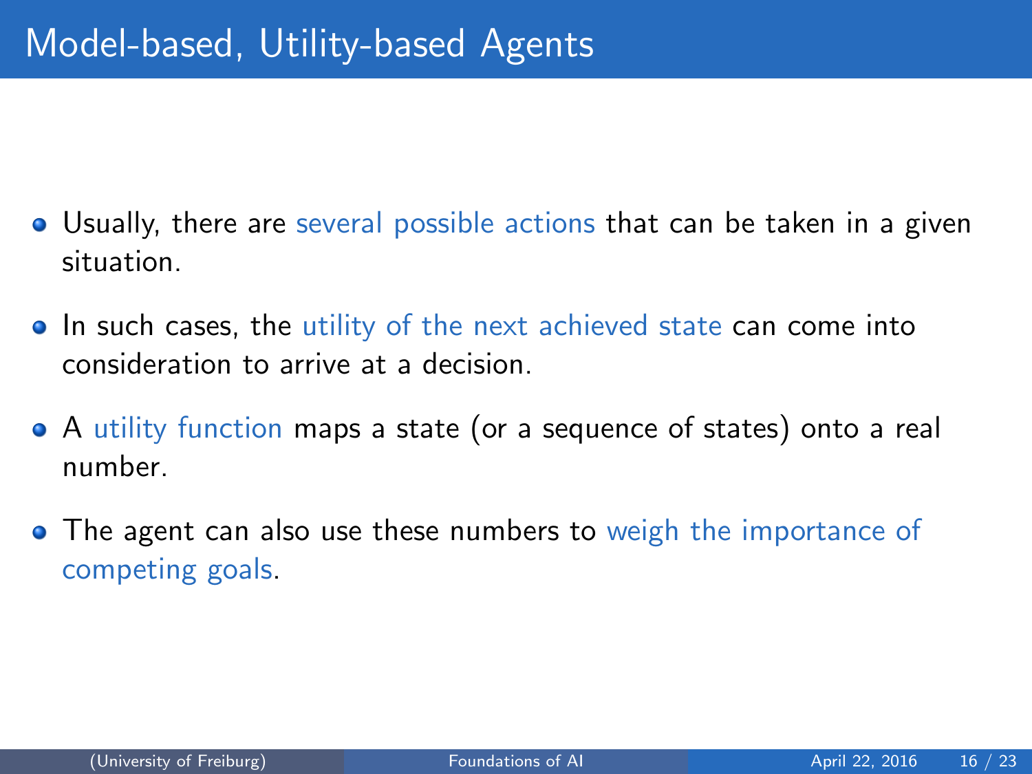# Model-based, Utility-based Agents

- Usually, there are several possible actions that can be taken in a given situation.
- In such cases, the utility of the next achieved state can come into consideration to arrive at a decision.
- A utility function maps a state (or a sequence of states) onto a real number.
- The agent can also use these numbers to weigh the importance of competing goals.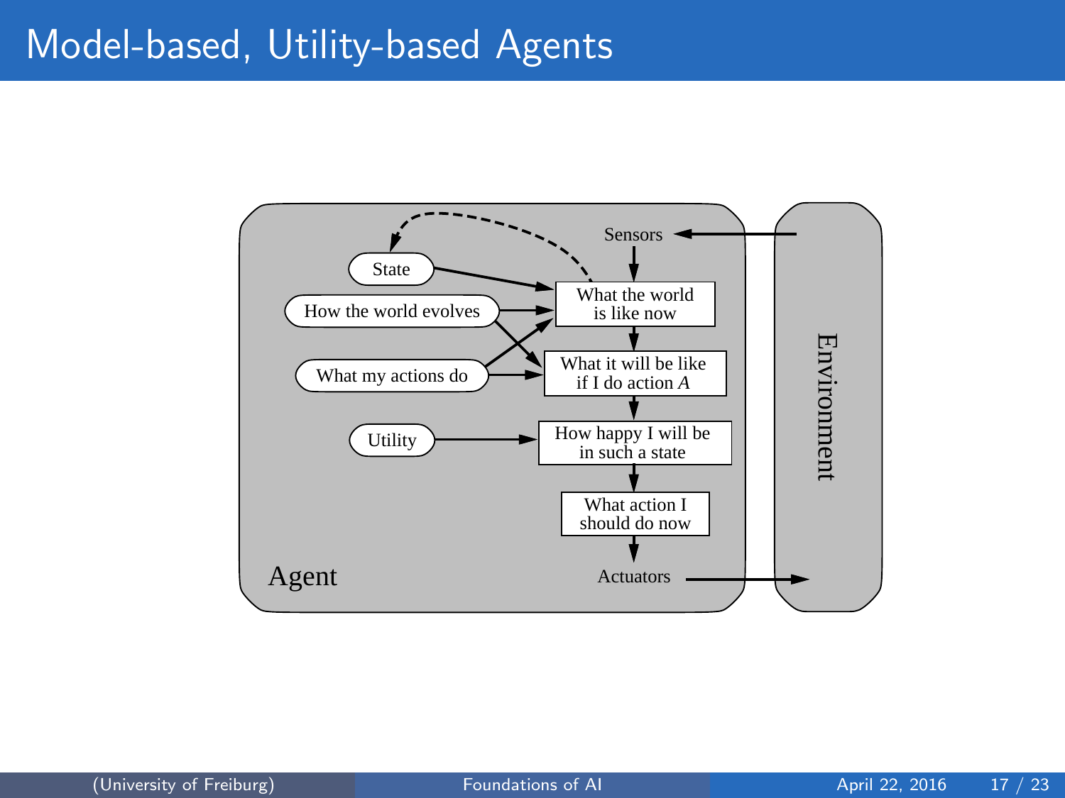# Model-based, Utility-based Agents

Sensors

State

How the world evolves

What my actions do

Utility

What the world is like now

What it will be like if I do action *A*

How happy I will be in such a state

What action I should do now

Actuators

Agent

Environment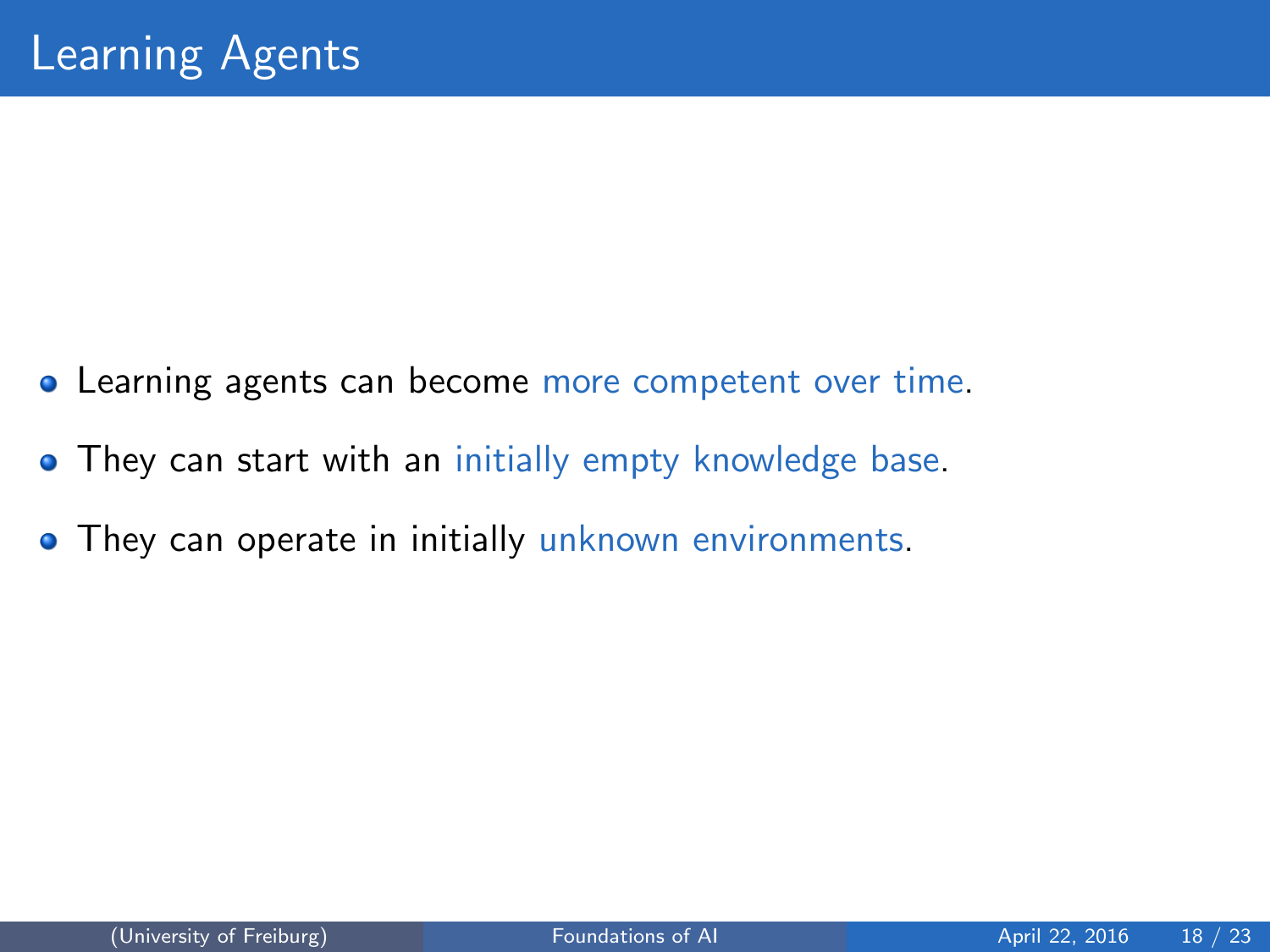# Learning Agents

- Learning agents can become more competent over time.
- They can start with an initially empty knowledge base.
- They can operate in initially unknown environments.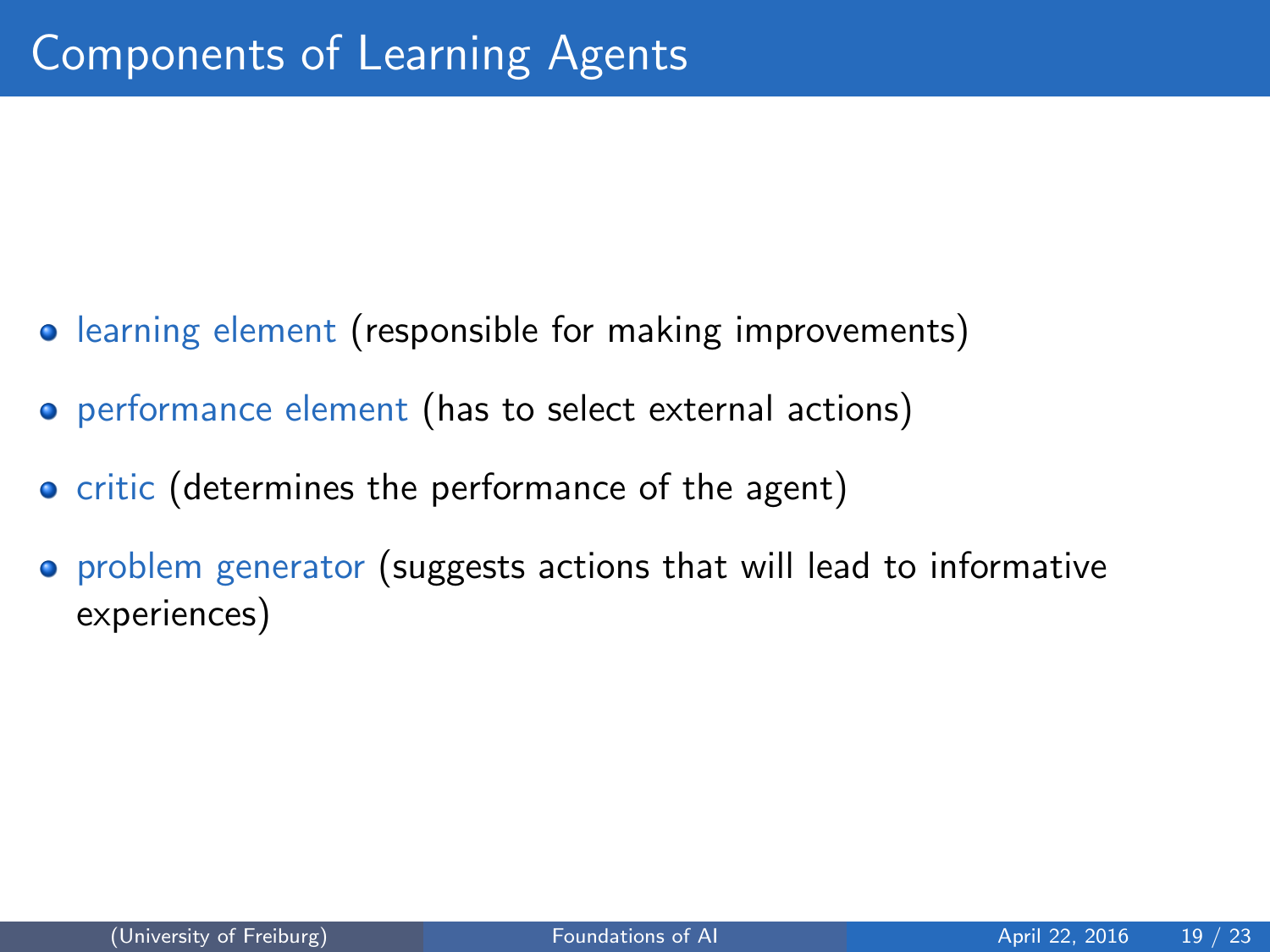# Components of Learning Agents

- learning element (responsible for making improvements)
- performance element (has to select external actions)
- critic (determines the performance of the agent)
- problem generator (suggests actions that will lead to informative experiences)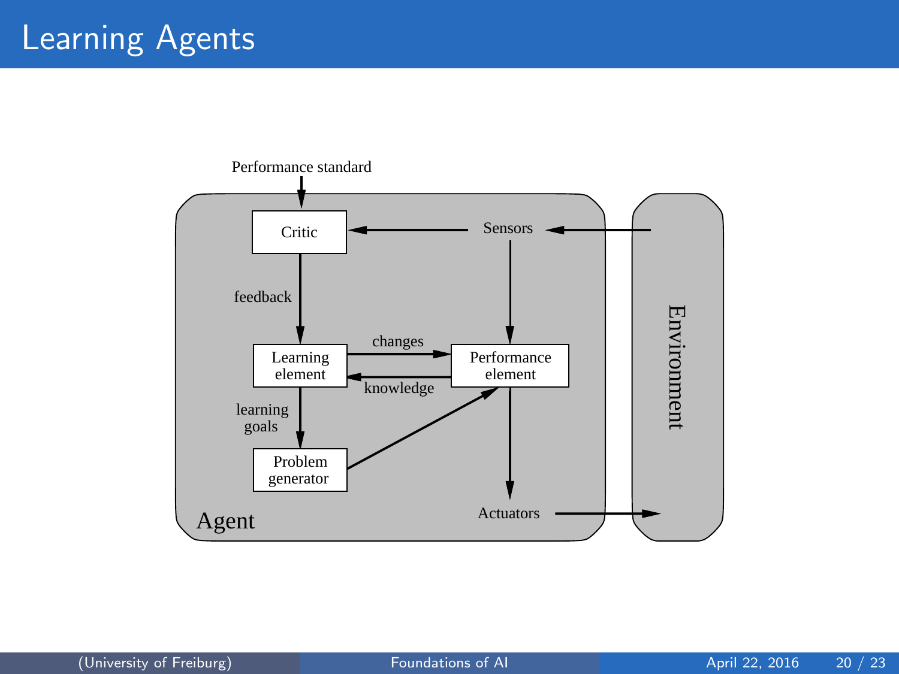# Learning Agents

Performance standard

Critic

Sensors

feedback

changes

Learning element

Performance element

knowledge

learning goals

Problem generator

Actuators

Agent

Environment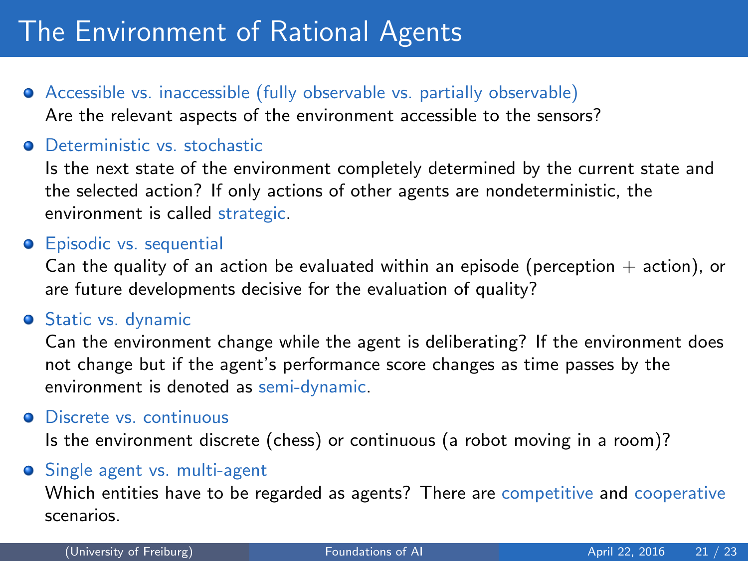# The Environment of Rational Agents

- Accessible vs. inaccessible (fully observable vs. partially observable)
  Are the relevant aspects of the environment accessible to the sensors?
- Deterministic vs. stochastic
  Is the next state of the environment completely determined by the current state and the selected action? If only actions of other agents are nondeterministic, the environment is called strategic.
- Episodic vs. sequential
  Can the quality of an action be evaluated within an episode (perception + action), or are future developments decisive for the evaluation of quality?
- Static vs. dynamic
  Can the environment change while the agent is deliberating? If the environment does not change but if the agent's performance score changes as time passes by the environment is denoted as semi-dynamic.
- Discrete vs. continuous
  Is the environment discrete (chess) or continuous (a robot moving in a room)?
- Single agent vs. multi-agent
  Which entities have to be regarded as agents? There are competitive and cooperative scenarios.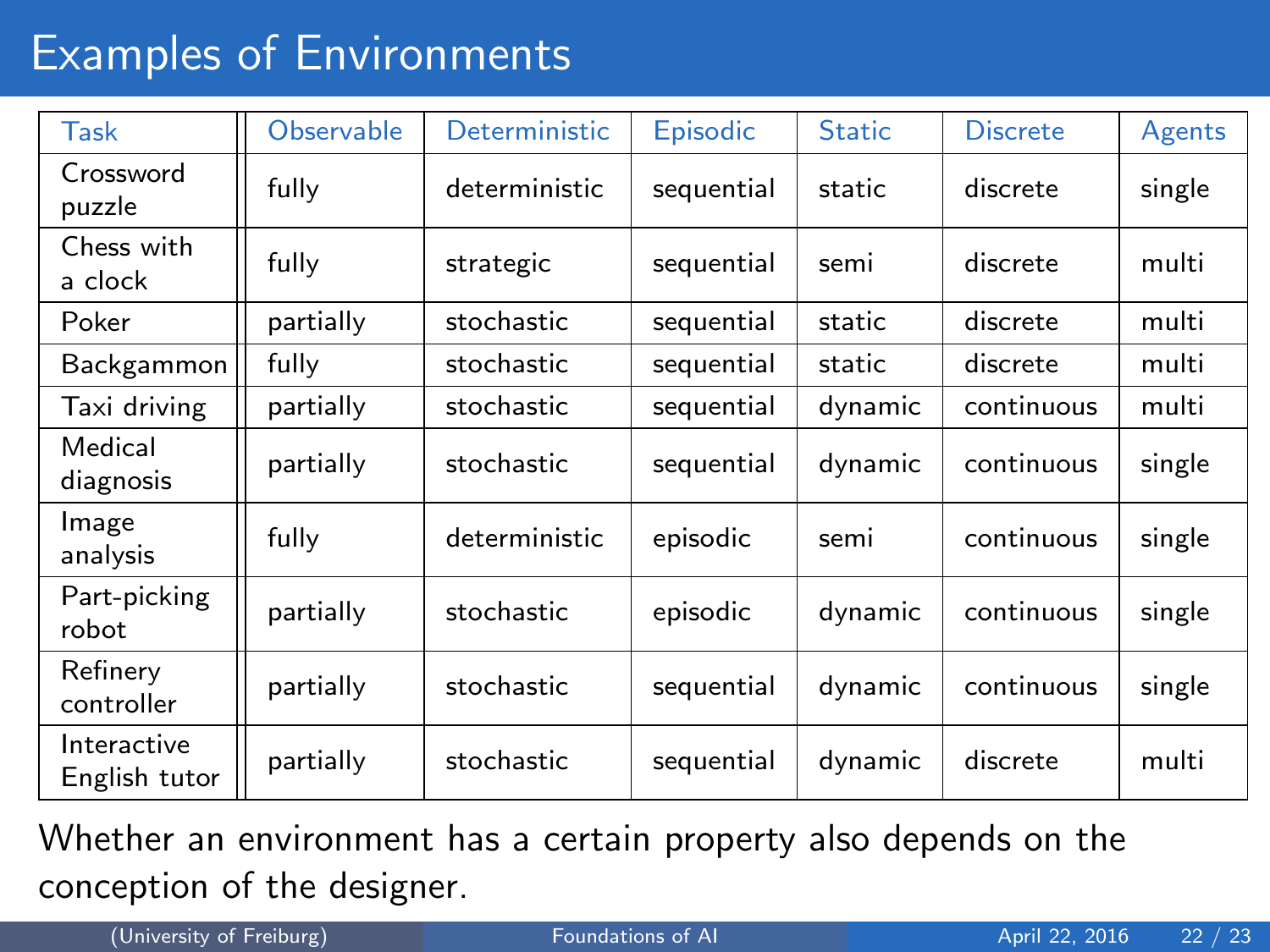# Examples of Environments

| Task | Observable | Deterministic | Episodic | Static | Discrete | Agents |
|---|---|---|---|---|---|---|
| Crossword puzzle | fully | deterministic | sequential | static | discrete | single |
| Chess with a clock | fully | strategic | sequential | semi | discrete | multi |
| Poker | partially | stochastic | sequential | static | discrete | multi |
| Backgammon | fully | stochastic | sequential | static | discrete | multi |
| Taxi driving | partially | stochastic | sequential | dynamic | continuous | multi |
| Medical diagnosis | partially | stochastic | sequential | dynamic | continuous | single |
| Image analysis | fully | deterministic | episodic | semi | continuous | single |
| Part-picking robot | partially | stochastic | episodic | dynamic | continuous | single |
| Refinery controller | partially | stochastic | sequential | dynamic | continuous | single |
| Interactive English tutor | partially | stochastic | sequential | dynamic | discrete | multi |

Whether an environment has a certain property also depends on the conception of the designer.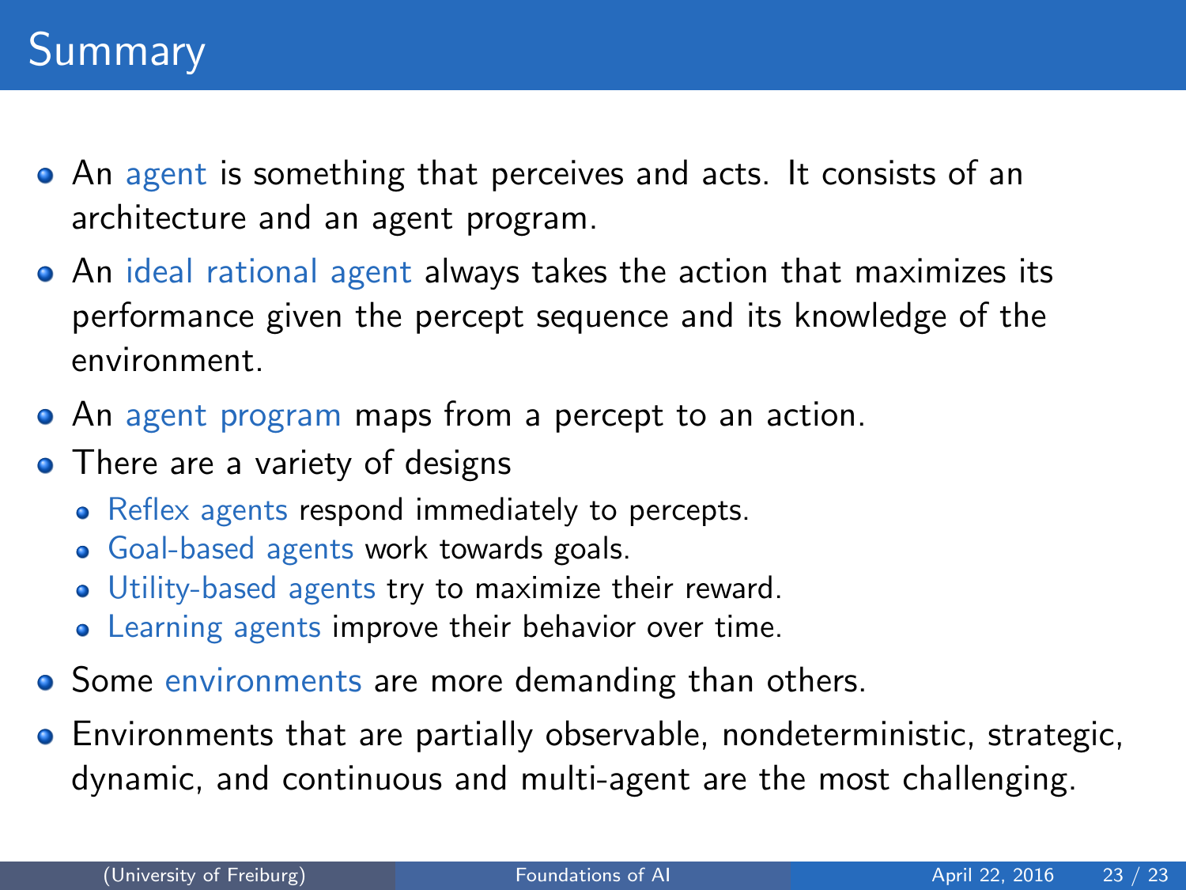# Summary

- An agent is something that perceives and acts. It consists of an architecture and an agent program.
- An ideal rational agent always takes the action that maximizes its performance given the percept sequence and its knowledge of the environment.
- An agent program maps from a percept to an action.
- There are a variety of designs
  - Reflex agents respond immediately to percepts.
  - Goal-based agents work towards goals.
  - Utility-based agents try to maximize their reward.
  - Learning agents improve their behavior over time.
- Some environments are more demanding than others.
- Environments that are partially observable, nondeterministic, strategic, dynamic, and continuous and multi-agent are the most challenging.